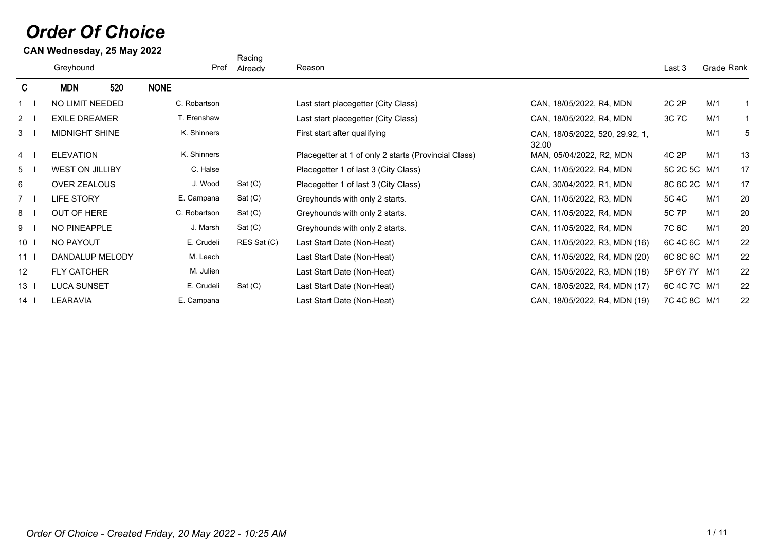# *Order Of Choice*

**CAN Wednesday, 25 May 2022**

| | | Greyhound | Pref | Racing Already | Reason | | Last 3 | Grade | Rank |
|---|---|---|---|---|---|---|---|---|---|
| **C** | | **MDN 520 NONE** | | | | | | | |
| 1 | I | NO LIMIT NEEDED | C. Robartson | | Last start placegetter (City Class) | CAN, 18/05/2022, R4, MDN | 2C 2P | M/1 | 1 |
| 2 | I | EXILE DREAMER | T. Erenshaw | | Last start placegetter (City Class) | CAN, 18/05/2022, R4, MDN | 3C 7C | M/1 | 1 |
| 3 | I | MIDNIGHT SHINE | K. Shinners | | First start after qualifying | CAN, 18/05/2022, 520, 29.92, 1, 32.00 | | M/1 | 5 |
| 4 | I | ELEVATION | K. Shinners | | Placegetter at 1 of only 2 starts (Provincial Class) | MAN, 05/04/2022, R2, MDN | 4C 2P | M/1 | 13 |
| 5 | I | WEST ON JILLIBY | C. Halse | | Placegetter 1 of last 3 (City Class) | CAN, 11/05/2022, R4, MDN | 5C 2C 5C | M/1 | 17 |
| 6 | | OVER ZEALOUS | J. Wood | Sat (C) | Placegetter 1 of last 3 (City Class) | CAN, 30/04/2022, R1, MDN | 8C 6C 2C | M/1 | 17 |
| 7 | I | LIFE STORY | E. Campana | Sat (C) | Greyhounds with only 2 starts. | CAN, 11/05/2022, R3, MDN | 5C 4C | M/1 | 20 |
| 8 | I | OUT OF HERE | C. Robartson | Sat (C) | Greyhounds with only 2 starts. | CAN, 11/05/2022, R4, MDN | 5C 7P | M/1 | 20 |
| 9 | I | NO PINEAPPLE | J. Marsh | Sat (C) | Greyhounds with only 2 starts. | CAN, 11/05/2022, R4, MDN | 7C 6C | M/1 | 20 |
| 10 | I | NO PAYOUT | E. Crudeli | RES Sat (C) | Last Start Date (Non-Heat) | CAN, 11/05/2022, R3, MDN (16) | 6C 4C 6C | M/1 | 22 |
| 11 | I | DANDALUP MELODY | M. Leach | | Last Start Date (Non-Heat) | CAN, 11/05/2022, R4, MDN (20) | 6C 8C 6C | M/1 | 22 |
| 12 | | FLY CATCHER | M. Julien | | Last Start Date (Non-Heat) | CAN, 15/05/2022, R3, MDN (18) | 5P 6Y 7Y | M/1 | 22 |
| 13 | I | LUCA SUNSET | E. Crudeli | Sat (C) | Last Start Date (Non-Heat) | CAN, 18/05/2022, R4, MDN (17) | 6C 4C 7C | M/1 | 22 |
| 14 | I | LEARAVIA | E. Campana | | Last Start Date (Non-Heat) | CAN, 18/05/2022, R4, MDN (19) | 7C 4C 8C | M/1 | 22 |

*Order Of Choice - Created Friday, 20 May 2022 - 10:25 AM*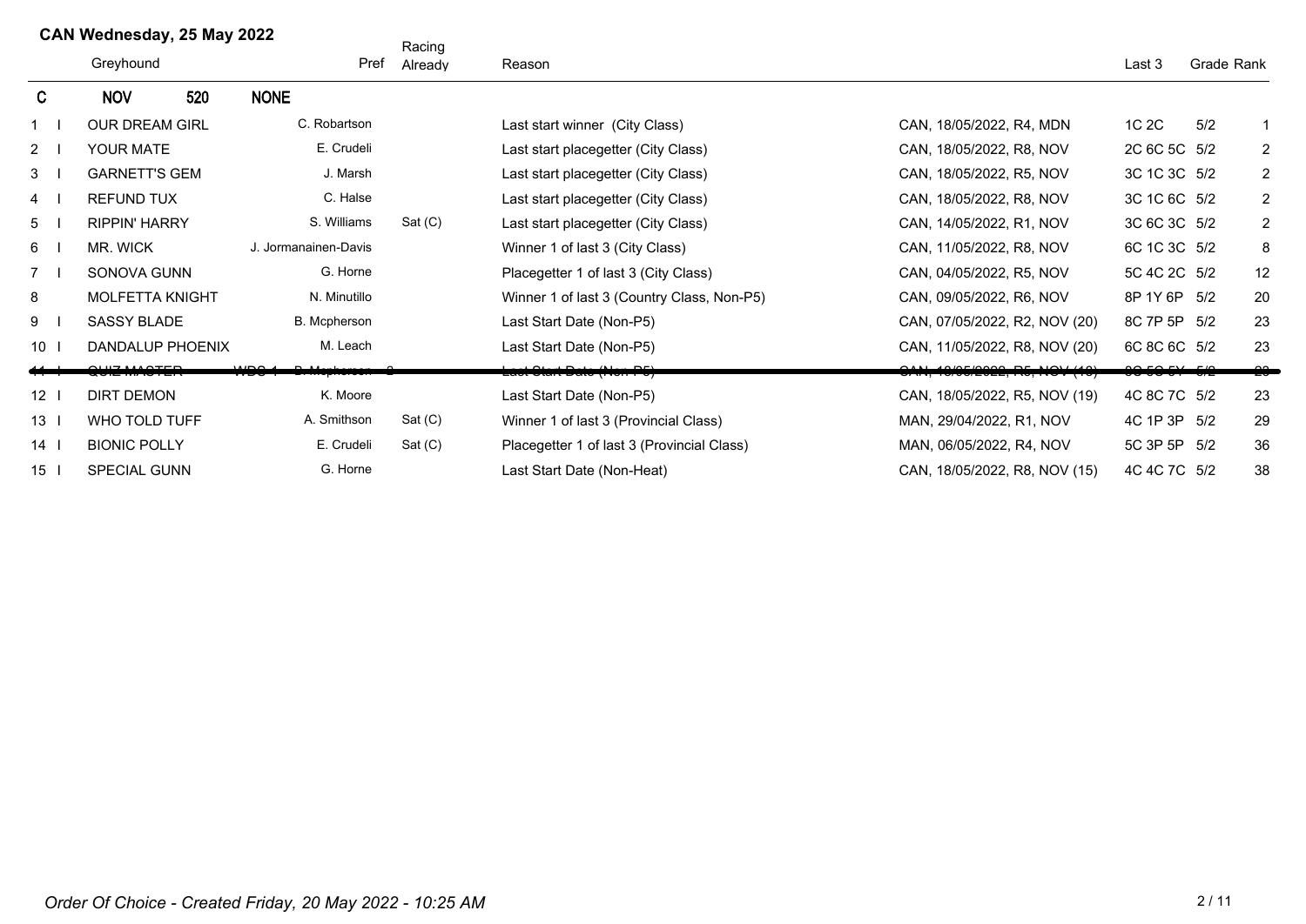**CAN Wednesday, 25 May 2022**

| | | Greyhound | Pref | Racing Already | Reason | | Last 3 | Grade | Rank |
|---|---|---|---|---|---|---|---|---|---|
| **C** | | **NOV 520** | **NONE** | | | | | | |
| 1 | I | OUR DREAM GIRL | C. Robartson | | Last start winner (City Class) | CAN, 18/05/2022, R4, MDN | 1C 2C | 5/2 | 1 |
| 2 | I | YOUR MATE | E. Crudeli | | Last start placegetter (City Class) | CAN, 18/05/2022, R8, NOV | 2C 6C 5C | 5/2 | 2 |
| 3 | I | GARNETT'S GEM | J. Marsh | | Last start placegetter (City Class) | CAN, 18/05/2022, R5, NOV | 3C 1C 3C | 5/2 | 2 |
| 4 | I | REFUND TUX | C. Halse | | Last start placegetter (City Class) | CAN, 18/05/2022, R8, NOV | 3C 1C 6C | 5/2 | 2 |
| 5 | I | RIPPIN' HARRY | S. Williams | Sat (C) | Last start placegetter (City Class) | CAN, 14/05/2022, R1, NOV | 3C 6C 3C | 5/2 | 2 |
| 6 | I | MR. WICK | J. Jormanainen-Davis | | Winner 1 of last 3 (City Class) | CAN, 11/05/2022, R8, NOV | 6C 1C 3C | 5/2 | 8 |
| 7 | I | SONOVA GUNN | G. Horne | | Placegetter 1 of last 3 (City Class) | CAN, 04/05/2022, R5, NOV | 5C 4C 2C | 5/2 | 12 |
| 8 | | MOLFETTA KNIGHT | N. Minutillo | | Winner 1 of last 3 (Country Class, Non-P5) | CAN, 09/05/2022, R6, NOV | 8P 1Y 6P | 5/2 | 20 |
| 9 | I | SASSY BLADE | B. Mcpherson | | Last Start Date (Non-P5) | CAN, 07/05/2022, R2, NOV (20) | 8C 7P 5P | 5/2 | 23 |
| 10 | I | DANDALUP PHOENIX | M. Leach | | Last Start Date (Non-P5) | CAN, 11/05/2022, R8, NOV (20) | 6C 8C 6C | 5/2 | 23 |
| ~~11~~ | ~~I~~ | ~~QUIZ MASTER~~ | ~~WDC 1 B. Mcpherson 2~~ | | ~~Last Start Date (Non-P5)~~ | ~~CAN, 18/05/2022, R5, NOV (19)~~ | ~~8C 5C 5Y~~ | ~~5/2~~ | ~~23~~ |
| 12 | I | DIRT DEMON | K. Moore | | Last Start Date (Non-P5) | CAN, 18/05/2022, R5, NOV (19) | 4C 8C 7C | 5/2 | 23 |
| 13 | I | WHO TOLD TUFF | A. Smithson | Sat (C) | Winner 1 of last 3 (Provincial Class) | MAN, 29/04/2022, R1, NOV | 4C 1P 3P | 5/2 | 29 |
| 14 | I | BIONIC POLLY | E. Crudeli | Sat (C) | Placegetter 1 of last 3 (Provincial Class) | MAN, 06/05/2022, R4, NOV | 5C 3P 5P | 5/2 | 36 |
| 15 | I | SPECIAL GUNN | G. Horne | | Last Start Date (Non-Heat) | CAN, 18/05/2022, R8, NOV (15) | 4C 4C 7C | 5/2 | 38 |

*Order Of Choice - Created Friday, 20 May 2022 - 10:25 AM*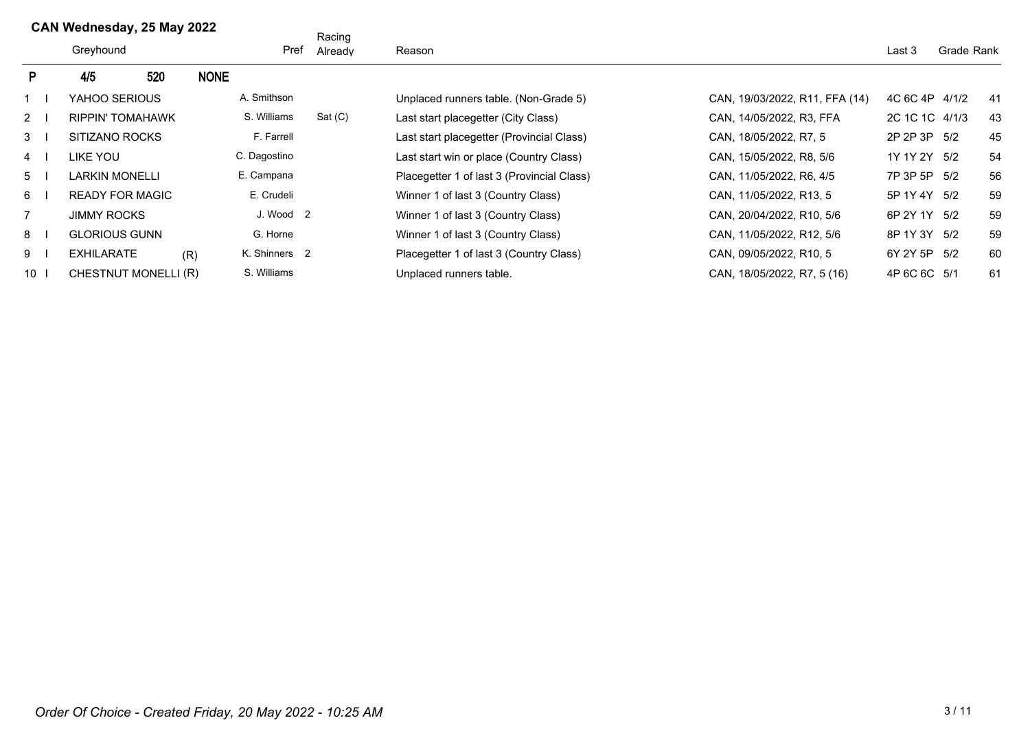## CAN Wednesday, 25 May 2022

| | | Greyhound | Pref | Racing Already | Reason | | Last 3 | Grade | Rank |
|---|---|---|---|---|---|---|---|---|---|
| **P** | | **4/5 520 NONE** | | | | | | | |
| 1 | I | YAHOO SERIOUS | A. Smithson | | Unplaced runners table. (Non-Grade 5) | CAN, 19/03/2022, R11, FFA (14) | 4C 6C 4P | 4/1/2 | 41 |
| 2 | I | RIPPIN' TOMAHAWK | S. Williams | Sat (C) | Last start placegetter (City Class) | CAN, 14/05/2022, R3, FFA | 2C 1C 1C | 4/1/3 | 43 |
| 3 | I | SITIZANO ROCKS | F. Farrell | | Last start placegetter (Provincial Class) | CAN, 18/05/2022, R7, 5 | 2P 2P 3P | 5/2 | 45 |
| 4 | I | LIKE YOU | C. Dagostino | | Last start win or place (Country Class) | CAN, 15/05/2022, R8, 5/6 | 1Y 1Y 2Y | 5/2 | 54 |
| 5 | I | LARKIN MONELLI | E. Campana | | Placegetter 1 of last 3 (Provincial Class) | CAN, 11/05/2022, R6, 4/5 | 7P 3P 5P | 5/2 | 56 |
| 6 | I | READY FOR MAGIC | E. Crudeli | | Winner 1 of last 3 (Country Class) | CAN, 11/05/2022, R13, 5 | 5P 1Y 4Y | 5/2 | 59 |
| 7 | | JIMMY ROCKS | J. Wood 2 | | Winner 1 of last 3 (Country Class) | CAN, 20/04/2022, R10, 5/6 | 6P 2Y 1Y | 5/2 | 59 |
| 8 | I | GLORIOUS GUNN | G. Horne | | Winner 1 of last 3 (Country Class) | CAN, 11/05/2022, R12, 5/6 | 8P 1Y 3Y | 5/2 | 59 |
| 9 | I | EXHILARATE (R) | K. Shinners 2 | | Placegetter 1 of last 3 (Country Class) | CAN, 09/05/2022, R10, 5 | 6Y 2Y 5P | 5/2 | 60 |
| 10 | I | CHESTNUT MONELLI (R) | S. Williams | | Unplaced runners table. | CAN, 18/05/2022, R7, 5 (16) | 4P 6C 6C | 5/1 | 61 |

*Order Of Choice - Created Friday, 20 May 2022 - 10:25 AM*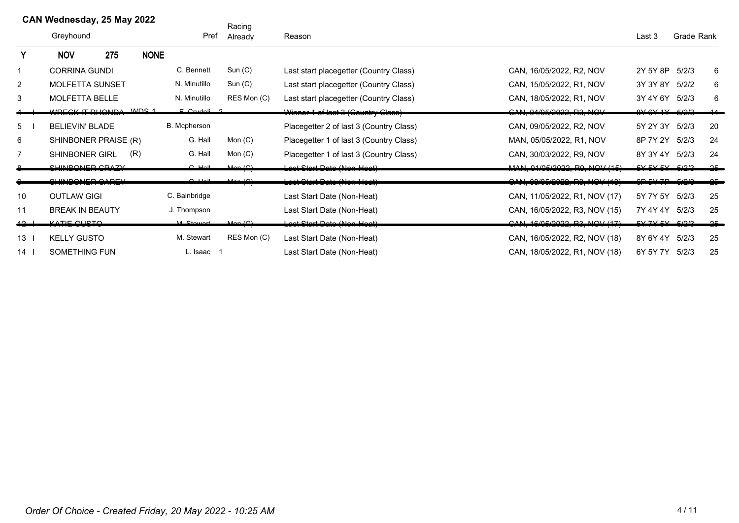## CAN Wednesday, 25 May 2022

| | Greyhound | | Pref | Racing Already | Reason | | Last 3 | Grade | Rank |
|---|---|---|---|---|---|---|---|---|---|
| **Y** | **NOV** | **275** | **NONE** | | | | | | |
| 1 | CORRINA GUNDI | | C. Bennett | Sun (C) | Last start placegetter (Country Class) | CAN, 16/05/2022, R2, NOV | 2Y 5Y 8P | 5/2/3 | 6 |
| 2 | MOLFETTA SUNSET | | N. Minutillo | Sun (C) | Last start placegetter (Country Class) | CAN, 15/05/2022, R1, NOV | 3Y 3Y 8Y | 5/2/2 | 6 |
| 3 | MOLFETTA BELLE | | N. Minutillo | RES Mon (C) | Last start placegetter (Country Class) | CAN, 18/05/2022, R1, NOV | 3Y 4Y 6Y | 5/2/3 | 6 |
| ~~4 I~~ | ~~WRECK IT RHONDA~~ | ~~WDS 1~~ | ~~F. Crudeli 2~~ | | ~~Winner 1 of last 3 (Country Class)~~ | ~~CAN, 04/05/2022, R3, NOV~~ | ~~8Y 6Y 1Y~~ | ~~5/2/3~~ | ~~14~~ |
| 5 I | BELIEVIN' BLADE | | B. Mcpherson | | Placegetter 2 of last 3 (Country Class) | CAN, 09/05/2022, R2, NOV | 5Y 2Y 3Y | 5/2/3 | 20 |
| 6 | SHINBONER PRAISE (R) | | G. Hall | Mon (C) | Placegetter 1 of last 3 (Country Class) | MAN, 05/05/2022, R1, NOV | 8P 7Y 2Y | 5/2/3 | 24 |
| 7 | SHINBONER GIRL | (R) | G. Hall | Mon (C) | Placegetter 1 of last 3 (Country Class) | CAN, 30/03/2022, R9, NOV | 8Y 3Y 4Y | 5/2/3 | 24 |
| ~~8~~ | ~~SHINBONER CRAZY~~ | | ~~G. Hall~~ | ~~Mon (C)~~ | ~~Last Start Date (Non-Heat)~~ | ~~MAN, 01/05/2022, R9, NOV (15)~~ | ~~5Y 5Y 5Y~~ | ~~5/2/3~~ | ~~25~~ |
| ~~9~~ | ~~SHINBONER CAREY~~ | | ~~G. Hall~~ | ~~Mon (C)~~ | ~~Last Start Date (Non-Heat)~~ | ~~CAN, 09/05/2022, R9, NOV (16)~~ | ~~6P 5Y 7P~~ | ~~5/2/3~~ | ~~25~~ |
| 10 | OUTLAW GIGI | | C. Bainbridge | | Last Start Date (Non-Heat) | CAN, 11/05/2022, R1, NOV (17) | 5Y 7Y 5Y | 5/2/3 | 25 |
| 11 | BREAK IN BEAUTY | | J. Thompson | | Last Start Date (Non-Heat) | CAN, 16/05/2022, R3, NOV (15) | 7Y 4Y 4Y | 5/2/3 | 25 |
| ~~12 I~~ | ~~KATIE GUSTO~~ | | ~~M. Stewart~~ | ~~Mon (C)~~ | ~~Last Start Date (Non-Heat)~~ | ~~CAN, 16/05/2022, R3, NOV (17)~~ | ~~5Y 7Y 5Y~~ | ~~5/2/3~~ | ~~25~~ |
| 13 I | KELLY GUSTO | | M. Stewart | RES Mon (C) | Last Start Date (Non-Heat) | CAN, 16/05/2022, R2, NOV (18) | 8Y 6Y 4Y | 5/2/3 | 25 |
| 14 I | SOMETHING FUN | | L. Isaac 1 | | Last Start Date (Non-Heat) | CAN, 18/05/2022, R1, NOV (18) | 6Y 5Y 7Y | 5/2/3 | 25 |

*Order Of Choice - Created Friday, 20 May 2022 - 10:25 AM*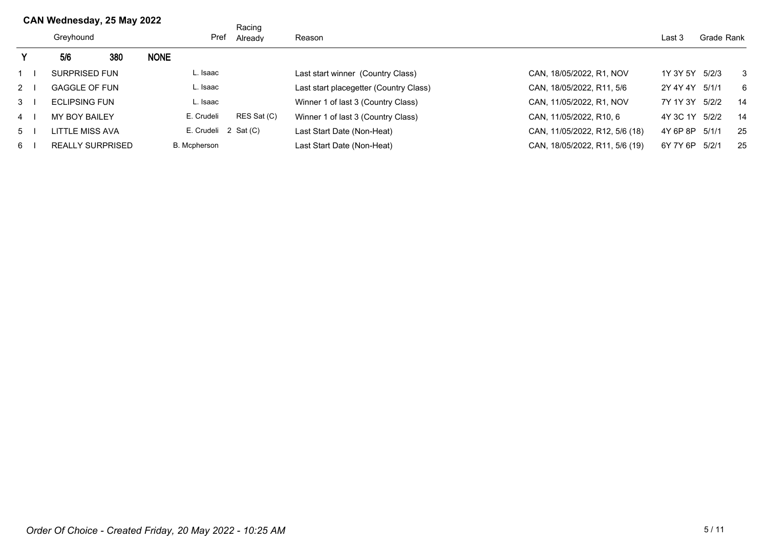## CAN Wednesday, 25 May 2022

| | | Greyhound | Pref | Racing Already | Reason | | Last 3 | Grade | Rank |
|---|---|---|---|---|---|---|---|---|---|
| **Y** | | **5/6** **380** **NONE** | | | | | | | |
| 1 | I | SURPRISED FUN | L. Isaac | | Last start winner (Country Class) | CAN, 18/05/2022, R1, NOV | 1Y 3Y 5Y | 5/2/3 | 3 |
| 2 | I | GAGGLE OF FUN | L. Isaac | | Last start placegetter (Country Class) | CAN, 18/05/2022, R11, 5/6 | 2Y 4Y 4Y | 5/1/1 | 6 |
| 3 | I | ECLIPSING FUN | L. Isaac | | Winner 1 of last 3 (Country Class) | CAN, 11/05/2022, R1, NOV | 7Y 1Y 3Y | 5/2/2 | 14 |
| 4 | I | MY BOY BAILEY | E. Crudeli | RES Sat (C) | Winner 1 of last 3 (Country Class) | CAN, 11/05/2022, R10, 6 | 4Y 3C 1Y | 5/2/2 | 14 |
| 5 | I | LITTLE MISS AVA | E. Crudeli | 2 Sat (C) | Last Start Date (Non-Heat) | CAN, 11/05/2022, R12, 5/6 (18) | 4Y 6P 8P | 5/1/1 | 25 |
| 6 | I | REALLY SURPRISED | B. Mcpherson | | Last Start Date (Non-Heat) | CAN, 18/05/2022, R11, 5/6 (19) | 6Y 7Y 6P | 5/2/1 | 25 |

*Order Of Choice - Created Friday, 20 May 2022 - 10:25 AM*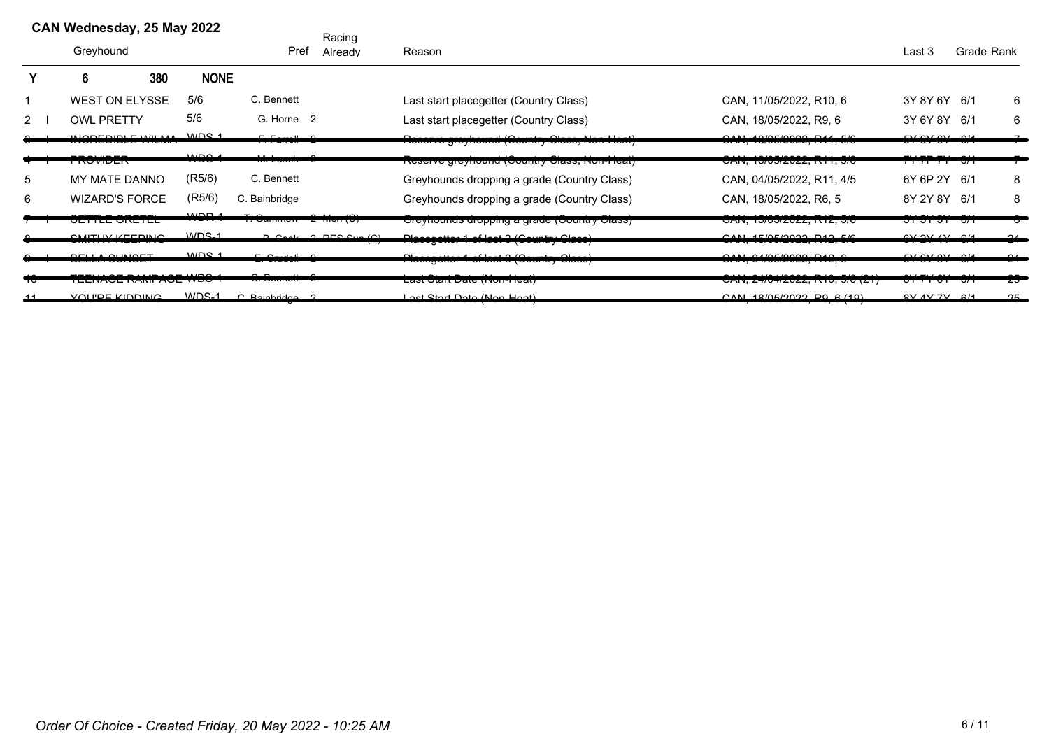## CAN Wednesday, 25 May 2022

| | | Greyhound | | Pref | Racing Already | Reason | | Last 3 | Grade | Rank |
|---|---|---|---|---|---|---|---|---|---|---|
| **Y** | | **6** | **380** | **NONE** | | | | | | |
| 1 | | WEST ON ELYSSE | 5/6 | C. Bennett | | Last start placegetter (Country Class) | CAN, 11/05/2022, R10, 6 | 3Y 8Y 6Y | 6/1 | 6 |
| 2 | I | OWL PRETTY | 5/6 | G. Horne | 2 | Last start placegetter (Country Class) | CAN, 18/05/2022, R9, 6 | 3Y 6Y 8Y | 6/1 | 6 |
| ~~3~~ | ~~I~~ | ~~INCREDIBLE WILMA~~ | ~~WDS 1~~ | ~~F. Farrell~~ | ~~2~~ | ~~Reserve greyhound (Country Class, Non Heat)~~ | ~~CAN, 18/05/2022, R11, 5/6~~ | ~~5Y 6Y 6Y~~ | ~~6/1~~ | ~~7~~ |
| ~~4~~ | ~~I~~ | ~~PROVIDER~~ | ~~WDS 1~~ | ~~M. Leach~~ | ~~2~~ | ~~Reserve greyhound (Country Class, Non Heat)~~ | ~~CAN, 18/05/2022, R11, 5/6~~ | ~~7Y 7P 7Y~~ | ~~6/1~~ | ~~7~~ |
| 5 | | MY MATE DANNO | (R5/6) | C. Bennett | | Greyhounds dropping a grade (Country Class) | CAN, 04/05/2022, R11, 4/5 | 6Y 6P 2Y | 6/1 | 8 |
| 6 | | WIZARD'S FORCE | (R5/6) | C. Bainbridge | | Greyhounds dropping a grade (Country Class) | CAN, 18/05/2022, R6, 5 | 8Y 2Y 8Y | 6/1 | 8 |
| ~~7~~ | ~~I~~ | ~~SETTLE GRETEL~~ | ~~WDR 1~~ | ~~T. Cummow~~ | ~~2 Mon (C)~~ | ~~Greyhounds dropping a grade (Country Class)~~ | ~~CAN, 15/05/2022, R12, 5/6~~ | ~~5Y 5Y 3Y~~ | ~~6/1~~ | ~~8~~ |
| ~~8~~ | | ~~SMITHY KEEPING~~ | ~~WDS 1~~ | ~~R. Cook~~ | ~~2 PES Sun (C)~~ | ~~Placegetter 1 of last 3 (Country Class)~~ | ~~CAN, 15/05/2022, R12, 5/6~~ | ~~6Y 3Y 4Y~~ | ~~6/1~~ | ~~24~~ |
| ~~9~~ | ~~I~~ | ~~BELLA SUNSET~~ | ~~WDS 1~~ | ~~E. Cradoli~~ | ~~2~~ | ~~Placegetter 1 of last 3 (Country Class)~~ | ~~CAN, 04/05/2022, R12, 6~~ | ~~5Y 6Y 8Y~~ | ~~6/1~~ | ~~24~~ |
| ~~10~~ | | ~~TEENAGE RAMPAGE~~ | ~~WDS 1~~ | ~~C. Bennett~~ | ~~2~~ | ~~Last Start Date (Non-Heat)~~ | ~~CAN, 24/04/2022, R10, 5/6 (21)~~ | ~~6Y 7Y 8Y~~ | ~~6/1~~ | ~~25~~ |
| ~~11~~ | | ~~YOU'RE KIDDING~~ | ~~WDS 1~~ | ~~C. Bainbridge~~ | ~~2~~ | ~~Last Start Date (Non Heat)~~ | ~~CAN, 18/05/2022, R9, 6 (19)~~ | ~~8Y 4Y 7Y~~ | ~~6/1~~ | ~~25~~ |

*Order Of Choice - Created Friday, 20 May 2022 - 10:25 AM*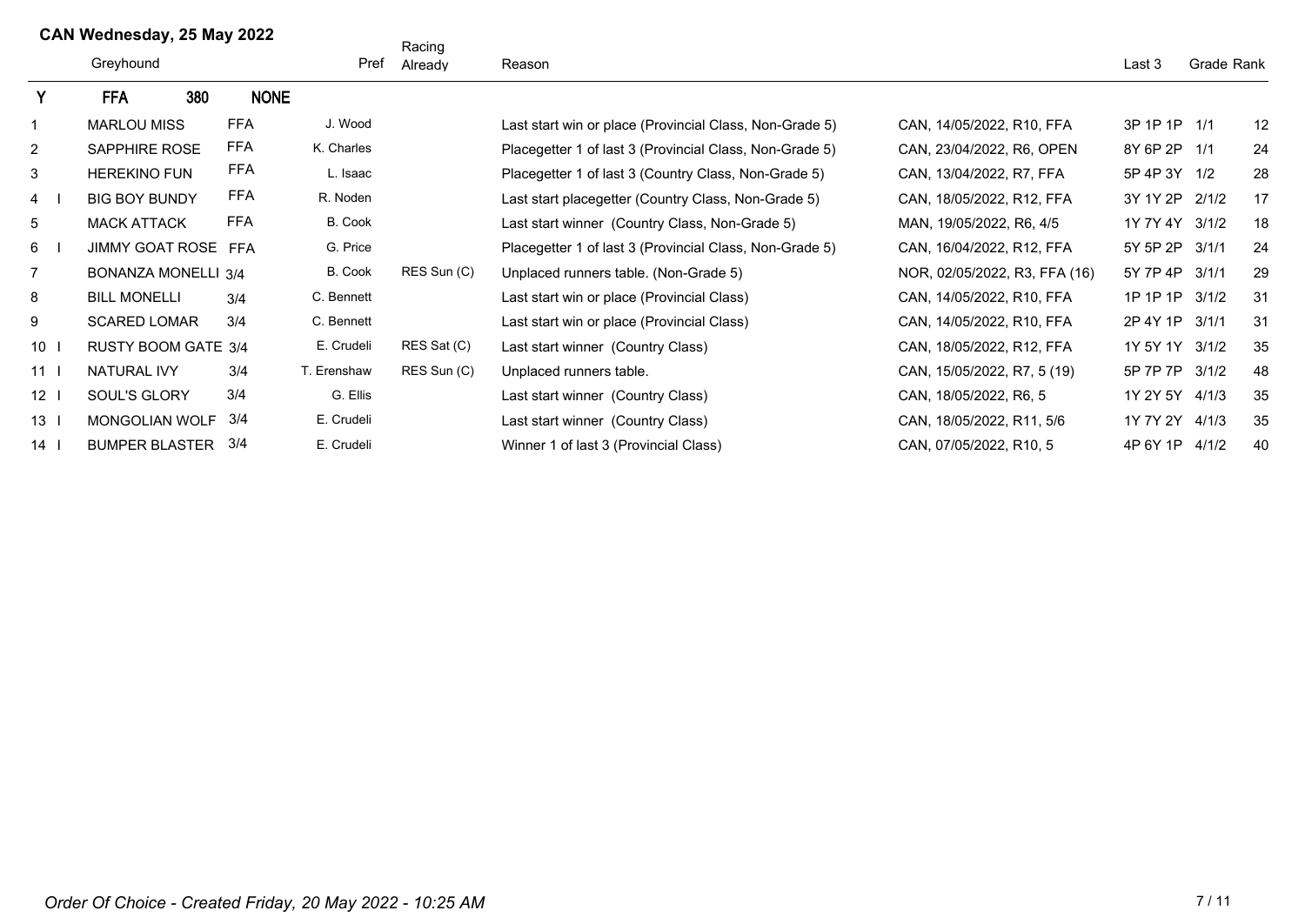# CAN Wednesday, 25 May 2022

| | | Greyhound | | Pref | Racing Already | Reason | | Last 3 | Grade | Rank |
|---|---|---|---|---|---|---|---|---|---|---|
| Y | | FFA 380 | NONE | | | | | | | |
| 1 | | MARLOU MISS | FFA | J. Wood | | Last start win or place (Provincial Class, Non-Grade 5) | CAN, 14/05/2022, R10, FFA | 3P 1P 1P | 1/1 | 12 |
| 2 | | SAPPHIRE ROSE | FFA | K. Charles | | Placegetter 1 of last 3 (Provincial Class, Non-Grade 5) | CAN, 23/04/2022, R6, OPEN | 8Y 6P 2P | 1/1 | 24 |
| 3 | | HEREKINO FUN | FFA | L. Isaac | | Placegetter 1 of last 3 (Country Class, Non-Grade 5) | CAN, 13/04/2022, R7, FFA | 5P 4P 3Y | 1/2 | 28 |
| 4 | I | BIG BOY BUNDY | FFA | R. Noden | | Last start placegetter (Country Class, Non-Grade 5) | CAN, 18/05/2022, R12, FFA | 3Y 1Y 2P | 2/1/2 | 17 |
| 5 | | MACK ATTACK | FFA | B. Cook | | Last start winner (Country Class, Non-Grade 5) | MAN, 19/05/2022, R6, 4/5 | 1Y 7Y 4Y | 3/1/2 | 18 |
| 6 | I | JIMMY GOAT ROSE | FFA | G. Price | | Placegetter 1 of last 3 (Provincial Class, Non-Grade 5) | CAN, 16/04/2022, R12, FFA | 5Y 5P 2P | 3/1/1 | 24 |
| 7 | | BONANZA MONELLI | 3/4 | B. Cook | RES Sun (C) | Unplaced runners table. (Non-Grade 5) | NOR, 02/05/2022, R3, FFA (16) | 5Y 7P 4P | 3/1/1 | 29 |
| 8 | | BILL MONELLI | 3/4 | C. Bennett | | Last start win or place (Provincial Class) | CAN, 14/05/2022, R10, FFA | 1P 1P 1P | 3/1/2 | 31 |
| 9 | | SCARED LOMAR | 3/4 | C. Bennett | | Last start win or place (Provincial Class) | CAN, 14/05/2022, R10, FFA | 2P 4Y 1P | 3/1/1 | 31 |
| 10 | I | RUSTY BOOM GATE | 3/4 | E. Crudeli | RES Sat (C) | Last start winner (Country Class) | CAN, 18/05/2022, R12, FFA | 1Y 5Y 1Y | 3/1/2 | 35 |
| 11 | I | NATURAL IVY | 3/4 | T. Erenshaw | RES Sun (C) | Unplaced runners table. | CAN, 15/05/2022, R7, 5 (19) | 5P 7P 7P | 3/1/2 | 48 |
| 12 | I | SOUL'S GLORY | 3/4 | G. Ellis | | Last start winner (Country Class) | CAN, 18/05/2022, R6, 5 | 1Y 2Y 5Y | 4/1/3 | 35 |
| 13 | I | MONGOLIAN WOLF | 3/4 | E. Crudeli | | Last start winner (Country Class) | CAN, 18/05/2022, R11, 5/6 | 1Y 7Y 2Y | 4/1/3 | 35 |
| 14 | I | BUMPER BLASTER | 3/4 | E. Crudeli | | Winner 1 of last 3 (Provincial Class) | CAN, 07/05/2022, R10, 5 | 4P 6Y 1P | 4/1/2 | 40 |

*Order Of Choice - Created Friday, 20 May 2022 - 10:25 AM*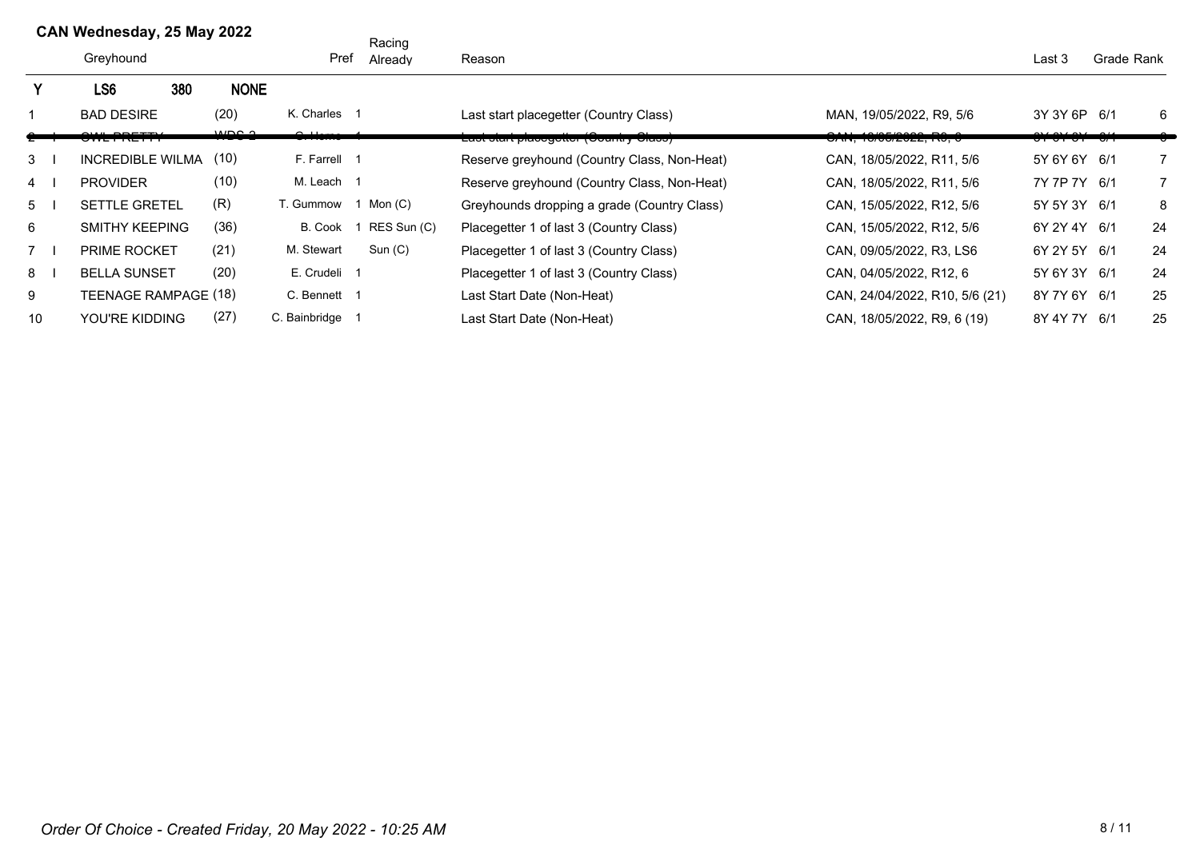**CAN Wednesday, 25 May 2022**

| | | Greyhound | | Pref | Racing Already | Reason | | Last 3 | Grade | Rank |
|---|---|---|---|---|---|---|---|---|---|---|
| Y | | **LS6 380** | **NONE** | | | | | | | |
| 1 | | BAD DESIRE | (20) | K. Charles | 1 | Last start placegetter (Country Class) | MAN, 19/05/2022, R9, 5/6 | 3Y 3Y 6P | 6/1 | 6 |
| ~~2~~ | ~~I~~ | ~~OWL PRETTY~~ | ~~WDS 2~~ | ~~C. Horne~~ | ~~1~~ | ~~Last start placegetter (Country Class)~~ | ~~CAN, 18/05/2022, R9, 6~~ | ~~3Y 3Y 3Y~~ | ~~6/1~~ | ~~6~~ |
| 3 | I | INCREDIBLE WILMA | (10) | F. Farrell | 1 | Reserve greyhound (Country Class, Non-Heat) | CAN, 18/05/2022, R11, 5/6 | 5Y 6Y 6Y | 6/1 | 7 |
| 4 | I | PROVIDER | (10) | M. Leach | 1 | Reserve greyhound (Country Class, Non-Heat) | CAN, 18/05/2022, R11, 5/6 | 7Y 7P 7Y | 6/1 | 7 |
| 5 | I | SETTLE GRETEL | (R) | T. Gummow | 1 Mon (C) | Greyhounds dropping a grade (Country Class) | CAN, 15/05/2022, R12, 5/6 | 5Y 5Y 3Y | 6/1 | 8 |
| 6 | | SMITHY KEEPING | (36) | B. Cook | 1 RES Sun (C) | Placegetter 1 of last 3 (Country Class) | CAN, 15/05/2022, R12, 5/6 | 6Y 2Y 4Y | 6/1 | 24 |
| 7 | I | PRIME ROCKET | (21) | M. Stewart | Sun (C) | Placegetter 1 of last 3 (Country Class) | CAN, 09/05/2022, R3, LS6 | 6Y 2Y 5Y | 6/1 | 24 |
| 8 | I | BELLA SUNSET | (20) | E. Crudeli | 1 | Placegetter 1 of last 3 (Country Class) | CAN, 04/05/2022, R12, 6 | 5Y 6Y 3Y | 6/1 | 24 |
| 9 | | TEENAGE RAMPAGE | (18) | C. Bennett | 1 | Last Start Date (Non-Heat) | CAN, 24/04/2022, R10, 5/6 (21) | 8Y 7Y 6Y | 6/1 | 25 |
| 10 | | YOU'RE KIDDING | (27) | C. Bainbridge | 1 | Last Start Date (Non-Heat) | CAN, 18/05/2022, R9, 6 (19) | 8Y 4Y 7Y | 6/1 | 25 |

*Order Of Choice - Created Friday, 20 May 2022 - 10:25 AM*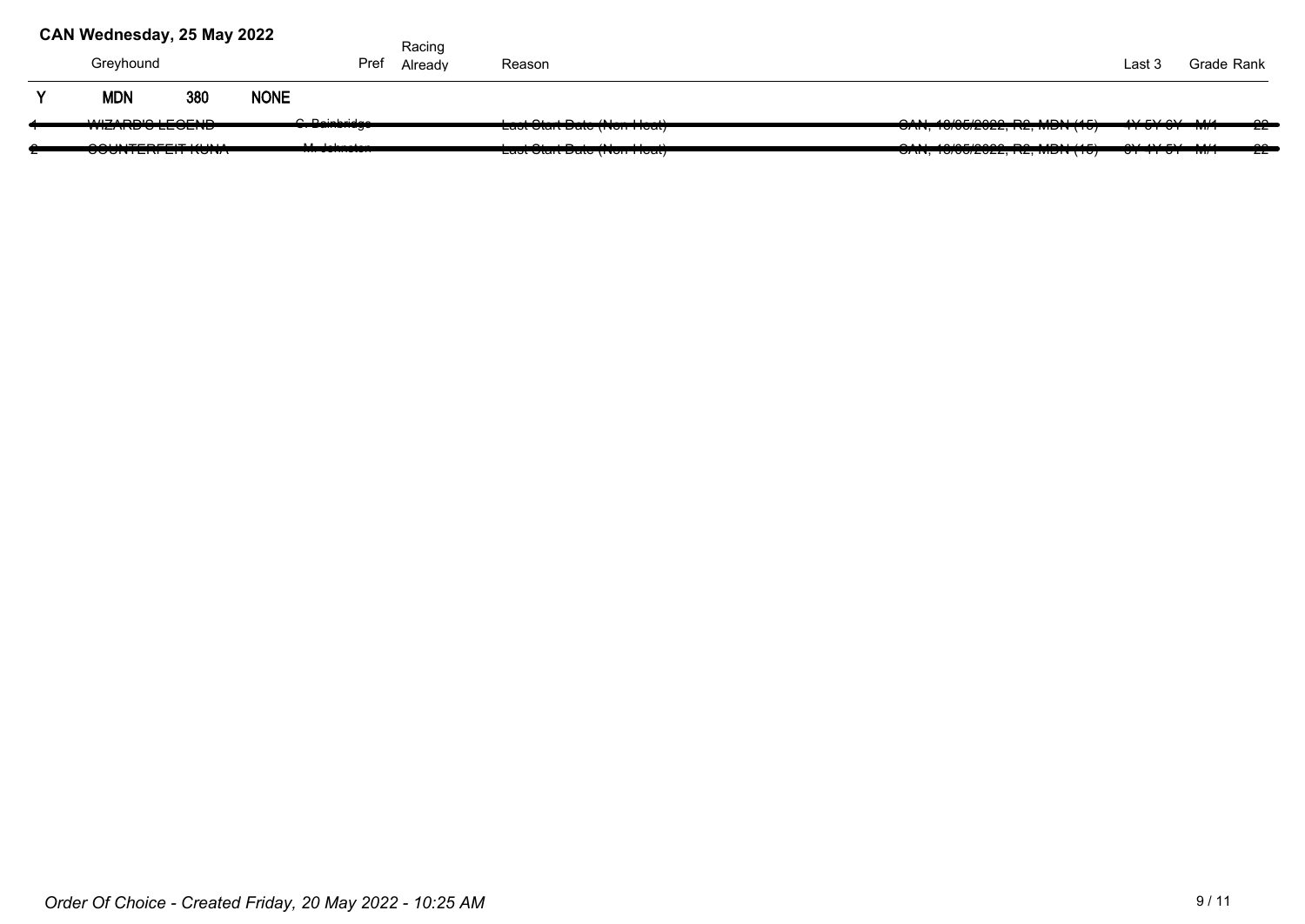## CAN Wednesday, 25 May 2022

| | Greyhound | | | Pref | Racing Already | Reason | | Last 3 | Grade | Rank |
|---|---|---|---|---|---|---|---|---|---|---|
| Y | **MDN** | **380** | **NONE** | | | | | | | |
| ~~1~~ | ~~WIZARD'S LEGEND~~ | | | ~~C. Bainbridge~~ | | ~~Last Start Date (Non-Heat)~~ | ~~CAN, 18/05/2022, R2, MDN (15)~~ | ~~4Y 5Y 6Y~~ | ~~M/1~~ | ~~22~~ |
| ~~2~~ | ~~COUNTERFEIT KUNA~~ | | | ~~M. Johnston~~ | | ~~Last Start Date (Non-Heat)~~ | ~~CAN, 18/05/2022, R2, MDN (15)~~ | ~~6Y 4Y 5Y~~ | ~~M/1~~ | ~~22~~ |

*Order Of Choice - Created Friday, 20 May 2022 - 10:25 AM*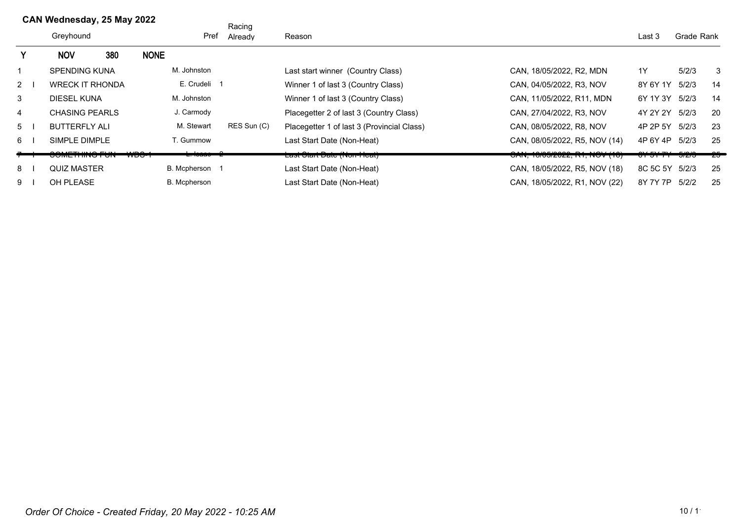## CAN Wednesday, 25 May 2022

| | | Greyhound | Pref | Racing Already | Reason | | Last 3 | Grade | Rank |
|---|---|---|---|---|---|---|---|---|---|
| Y | | NOV 380 NONE | | | | | | | |
| 1 | | SPENDING KUNA | M. Johnston | | Last start winner (Country Class) | CAN, 18/05/2022, R2, MDN | 1Y | 5/2/3 | 3 |
| 2 | I | WRECK IT RHONDA | E. Crudeli 1 | | Winner 1 of last 3 (Country Class) | CAN, 04/05/2022, R3, NOV | 8Y 6Y 1Y | 5/2/3 | 14 |
| 3 | | DIESEL KUNA | M. Johnston | | Winner 1 of last 3 (Country Class) | CAN, 11/05/2022, R11, MDN | 6Y 1Y 3Y | 5/2/3 | 14 |
| 4 | | CHASING PEARLS | J. Carmody | | Placegetter 2 of last 3 (Country Class) | CAN, 27/04/2022, R3, NOV | 4Y 2Y 2Y | 5/2/3 | 20 |
| 5 | I | BUTTERFLY ALI | M. Stewart | RES Sun (C) | Placegetter 1 of last 3 (Provincial Class) | CAN, 08/05/2022, R8, NOV | 4P 2P 5Y | 5/2/3 | 23 |
| 6 | I | SIMPLE DIMPLE | T. Gummow | | Last Start Date (Non-Heat) | CAN, 08/05/2022, R5, NOV (14) | 4P 6Y 4P | 5/2/3 | 25 |
| ~~7~~ | ~~I~~ | ~~SOMETHING FUN WDS-1~~ | ~~L. Isaac 2~~ | | ~~Last Start Date (Non-Heat)~~ | ~~CAN, 18/05/2022, R1, NOV (16)~~ | ~~6Y 5Y 7Y~~ | ~~5/2/3~~ | ~~25~~ |
| 8 | I | QUIZ MASTER | B. Mcpherson 1 | | Last Start Date (Non-Heat) | CAN, 18/05/2022, R5, NOV (18) | 8C 5C 5Y | 5/2/3 | 25 |
| 9 | I | OH PLEASE | B. Mcpherson | | Last Start Date (Non-Heat) | CAN, 18/05/2022, R1, NOV (22) | 8Y 7Y 7P | 5/2/2 | 25 |

*Order Of Choice - Created Friday, 20 May 2022 - 10:25 AM*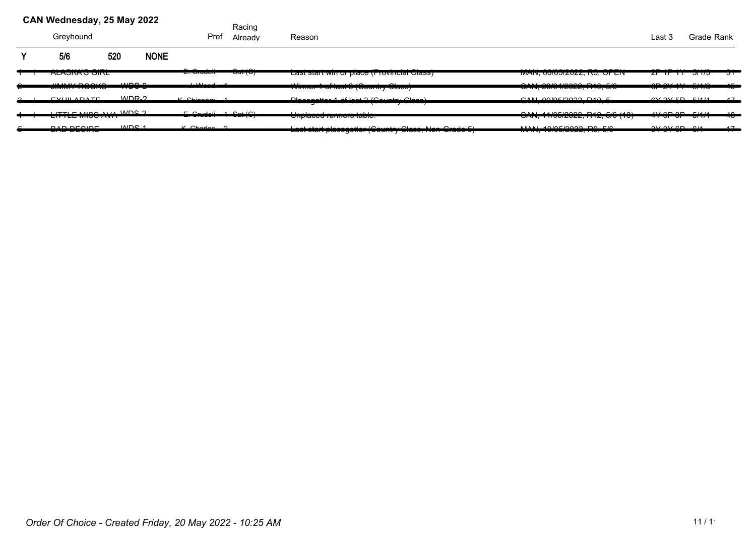**CAN Wednesday, 25 May 2022**

| | Greyhound | | Pref | Racing Already | Reason | | Last 3 | Grade | Rank |
|---|---|---|---|---|---|---|---|---|---|
| Y | 5/6 | 520 | NONE | | | | | | |
| ~~1 I~~ | ~~ALASKA'S GIRL~~ | | ~~E. Crudeli~~ | ~~Sat (C)~~ | ~~Last start win or place (Provincial Class)~~ | ~~MAN, 06/05/2022, R5, OPEN~~ | ~~2P 1P 1Y~~ | ~~5/1/3~~ | ~~31~~ |
| ~~2~~ | ~~JIMMY ROCKS~~ | ~~WDS-2~~ | ~~J. Wood~~ | ~~1~~ | ~~Winner 1 of last 3 (Country Class)~~ | ~~CAN, 20/04/2022, R10, 5/6~~ | ~~6P 2Y 1Y~~ | ~~5/1/6~~ | ~~45~~ |
| ~~3 I~~ | ~~EXHILARATE~~ | ~~WDR-2~~ | ~~K. Shippers~~ | ~~1~~ | ~~Placegetter 1 of last 3 (Country Class)~~ | ~~CAN, 09/05/2022, R10, 5~~ | ~~6Y 2Y 5P~~ | ~~5/1/1~~ | ~~47~~ |
| ~~4 I~~ | ~~LITTLE MISS AVA~~ | ~~WDS-2~~ | ~~E. Crudeli~~ | ~~1 Sat (C)~~ | ~~Unplaced runners table.~~ | ~~CAN, 11/05/2022, R12, 5/6 (18)~~ | ~~4Y 6P 8P~~ | ~~5/1/1~~ | ~~48~~ |
| ~~5~~ | ~~BAD DESIRE~~ | ~~WDS-1~~ | ~~K. Charles~~ | ~~2~~ | ~~Last start placegetter (Country Class, Non-Grade 5)~~ | ~~MAN, 10/05/2022, R9, 5/6~~ | ~~3Y 3Y 6P~~ | ~~6/1~~ | ~~17~~ |

*Order Of Choice - Created Friday, 20 May 2022 - 10:25 AM*